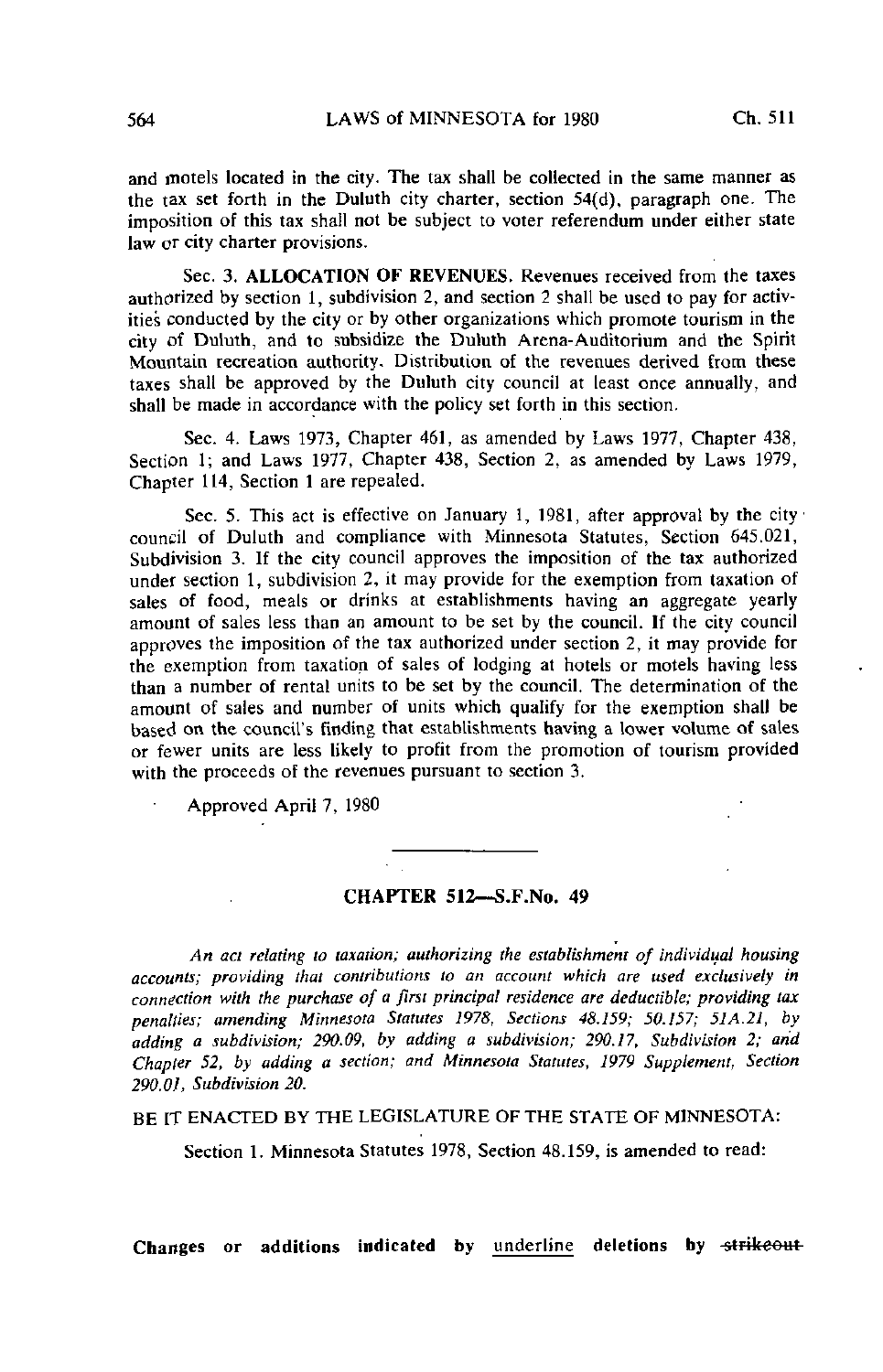and motels located in the city. The tax shall be collected in the same manner as the tax set forth in the Duluth city charter, section 54(d), paragraph one. The imposition of this tax shall not be subject to voter referendum under either state law or city charter provisions.

Sec. 3. **ALLOCATION OF REVENUES.** Revenues received from the taxes authorized by section 1, subdivision 2, and section 2 shall be used to pay for activities conducted by the city or by other organizations which promote tourism in the city of Duluth, and to subsidize the Duluth Arena-Auditorium and the Spirit Mountain recreation authority. Distribution of the revenues derived from these taxes shall be approved by the Duluth city council at least once annually, and shall be made in accordance with the policy set forth in this section.

Sec. 4. Laws 1973, Chapter 461, as amended by Laws 1977, Chapter 438, Section 1; and Laws 1977, Chapter 438, Section 2, as amended by Laws 1979, Chapter 114, Section 1 are repealed.

Sec. 5. This act is effective on January 1, 1981, after approval by the city council of Duluth and compliance with Minnesota Statutes, Section 645.021, Subdivision 3. If the city council approves the imposition of the tax authorized under section 1, subdivision 2, it may provide for the exemption from taxation of sales of food, meals or drinks at establishments having an aggregate yearly amount of sales less than an amount to be set by the council. If the city council approves the imposition of the tax authorized under section 2, it may provide for the exemption from taxation of sales of lodging at hotels or motels having less than a number of rental units to be set by the council. The determination of the amount of sales and number of units which qualify for the exemption shall be based on the council's finding that establishments having a lower volume of sales or fewer units are less likely to profit from the promotion of tourism provided with the proceeds of the revenues pursuant to section 3.

Approved April 7, 1980

---

## CHAPTER 512—S.F.No. 49

*An act relating to taxation; authorizing the establishment of individual housing accounts; providing that contributions to an account which are used exclusively in connection with the purchase of a first principal residence are deductible; providing tax penalties; amending Minnesota Statutes 1978, Sections 48.159; 50.157; 51A.21, by adding a subdivision; 290.09, by adding a subdivision; 290.17, Subdivision 2; and Chapter 52, by adding a section; and Minnesota Statutes, 1979 Supplement, Section 290.01, Subdivision 20.*

BE IT ENACTED BY THE LEGISLATURE OF THE STATE OF MINNESOTA:

Section 1. Minnesota Statutes 1978, Section 48.159, is amended to read:

**Changes or additions indicated by** underline **deletions by** ~~strikeout~~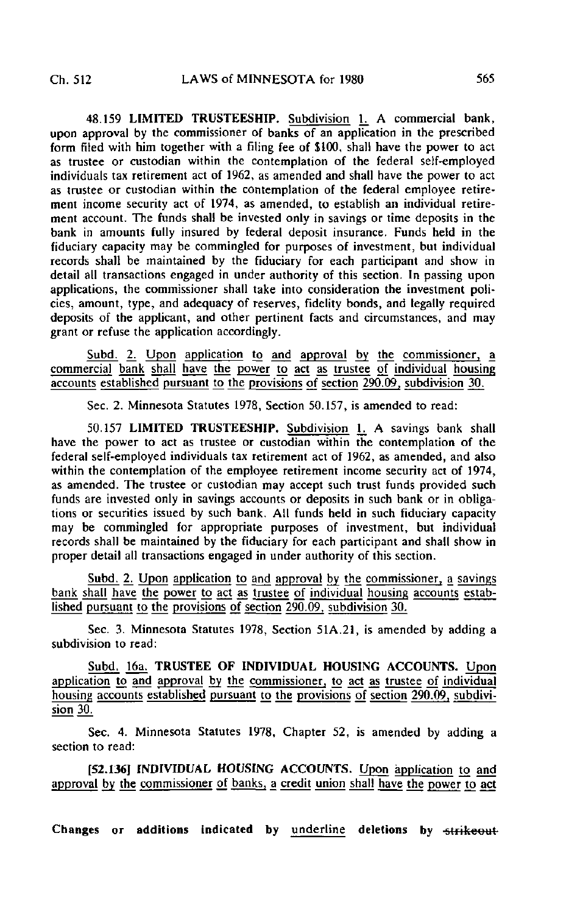48.159 LIMITED TRUSTEESHIP. Subdivision 1. A commercial bank, upon approval by the commissioner of banks of an application in the prescribed form filed with him together with a filing fee of $100, shall have the power to act as trustee or custodian within the contemplation of the federal self-employed individuals tax retirement act of 1962, as amended and shall have the power to act as trustee or custodian within the contemplation of the federal employee retirement income security act of 1974, as amended, to establish an individual retirement account. The funds shall be invested only in savings or time deposits in the bank in amounts fully insured by federal deposit insurance. Funds held in the fiduciary capacity may be commingled for purposes of investment, but individual records shall be maintained by the fiduciary for each participant and show in detail all transactions engaged in under authority of this section. In passing upon applications, the commissioner shall take into consideration the investment policies, amount, type, and adequacy of reserves, fidelity bonds, and legally required deposits of the applicant, and other pertinent facts and circumstances, and may grant or refuse the application accordingly.

Subd. 2. Upon application to and approval by the commissioner, a commercial bank shall have the power to act as trustee of individual housing accounts established pursuant to the provisions of section 290.09, subdivision 30.

Sec. 2. Minnesota Statutes 1978, Section 50.157, is amended to read:

50.157 LIMITED TRUSTEESHIP. Subdivision 1. A savings bank shall have the power to act as trustee or custodian within the contemplation of the federal self-employed individuals tax retirement act of 1962, as amended, and also within the contemplation of the employee retirement income security act of 1974, as amended. The trustee or custodian may accept such trust funds provided such funds are invested only in savings accounts or deposits in such bank or in obligations or securities issued by such bank. All funds held in such fiduciary capacity may be commingled for appropriate purposes of investment, but individual records shall be maintained by the fiduciary for each participant and shall show in proper detail all transactions engaged in under authority of this section.

Subd. 2. Upon application to and approval by the commissioner, a savings bank shall have the power to act as trustee of individual housing accounts established pursuant to the provisions of section 290.09, subdivision 30.

Sec. 3. Minnesota Statutes 1978, Section 51A.21, is amended by adding a subdivision to read:

Subd. 16a. TRUSTEE OF INDIVIDUAL HOUSING ACCOUNTS. Upon application to and approval by the commissioner, to act as trustee of individual housing accounts established pursuant to the provisions of section 290.09, subdivision 30.

Sec. 4. Minnesota Statutes 1978, Chapter 52, is amended by adding a section to read:

[52.136] INDIVIDUAL HOUSING ACCOUNTS. Upon application to and approval by the commissioner of banks, a credit union shall have the power to act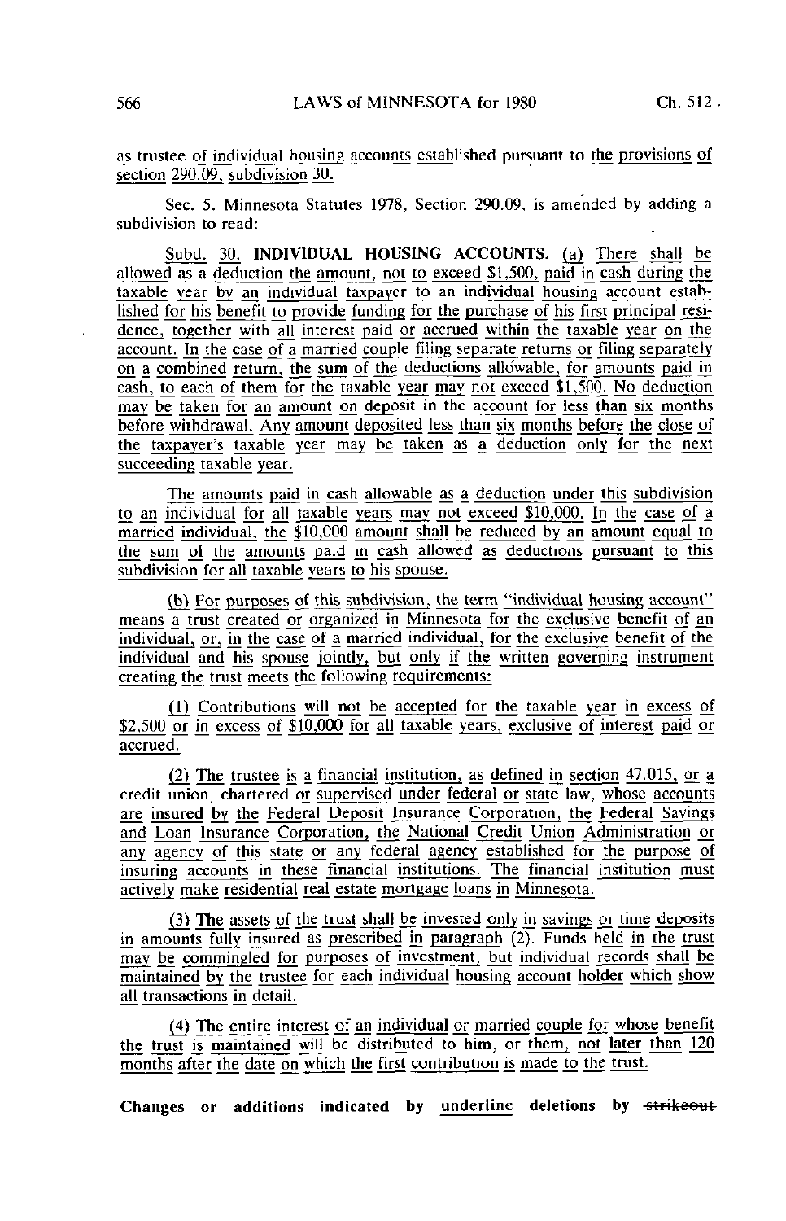as trustee of individual housing accounts established pursuant to the provisions of section 290.09, subdivision 30.

Sec. 5. Minnesota Statutes 1978, Section 290.09, is amended by adding a subdivision to read:

Subd. 30. **INDIVIDUAL HOUSING ACCOUNTS.** (a) There shall be allowed as a deduction the amount, not to exceed $1,500, paid in cash during the taxable year by an individual taxpayer to an individual housing account established for his benefit to provide funding for the purchase of his first principal residence, together with all interest paid or accrued within the taxable year on the account. In the case of a married couple filing separate returns or filing separately on a combined return, the sum of the deductions allowable, for amounts paid in cash, to each of them for the taxable year may not exceed $1,500. No deduction may be taken for an amount on deposit in the account for less than six months before withdrawal. Any amount deposited less than six months before the close of the taxpayer's taxable year may be taken as a deduction only for the next succeeding taxable year.

The amounts paid in cash allowable as a deduction under this subdivision to an individual for all taxable years may not exceed $10,000. In the case of a married individual, the $10,000 amount shall be reduced by an amount equal to the sum of the amounts paid in cash allowed as deductions pursuant to this subdivision for all taxable years to his spouse.

(b) For purposes of this subdivision, the term "individual housing account" means a trust created or organized in Minnesota for the exclusive benefit of an individual, or, in the case of a married individual, for the exclusive benefit of the individual and his spouse jointly, but only if the written governing instrument creating the trust meets the following requirements:

(1) Contributions will not be accepted for the taxable year in excess of $2,500 or in excess of $10,000 for all taxable years, exclusive of interest paid or accrued.

(2) The trustee is a financial institution, as defined in section 47.015, or a credit union, chartered or supervised under federal or state law, whose accounts are insured by the Federal Deposit Insurance Corporation, the Federal Savings and Loan Insurance Corporation, the National Credit Union Administration or any agency of this state or any federal agency established for the purpose of insuring accounts in these financial institutions. The financial institution must actively make residential real estate mortgage loans in Minnesota.

(3) The assets of the trust shall be invested only in savings or time deposits in amounts fully insured as prescribed in paragraph (2). Funds held in the trust may be commingled for purposes of investment, but individual records shall be maintained by the trustee for each individual housing account holder which show all transactions in detail.

(4) The entire interest of an individual or married couple for whose benefit the trust is maintained will be distributed to him, or them, not later than 120 months after the date on which the first contribution is made to the trust.

**Changes or additions indicated by** underline **deletions by** ~~strikeout~~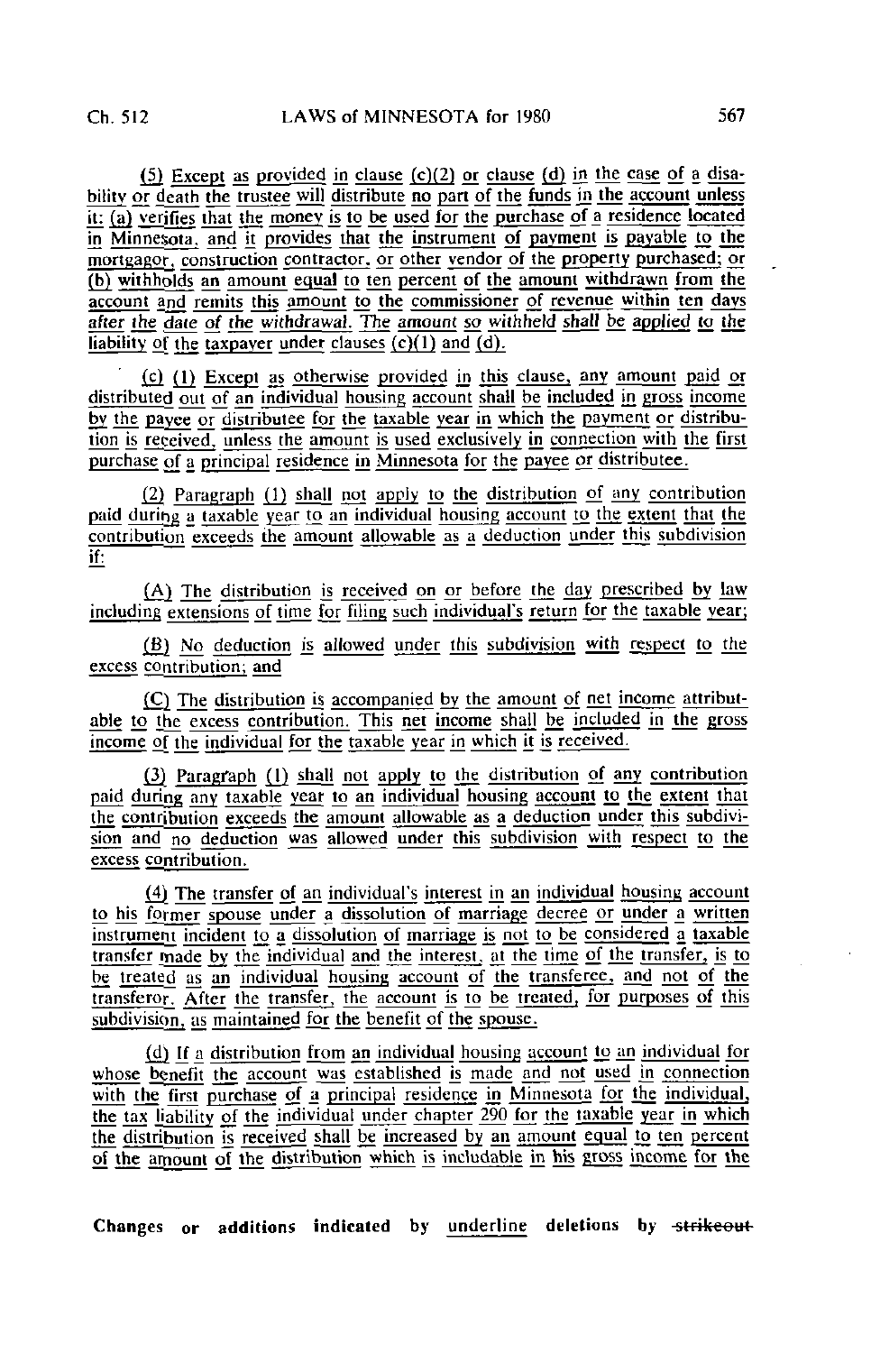(5) Except as provided in clause (c)(2) or clause (d) in the case of a disability or death the trustee will distribute no part of the funds in the account unless it: (a) verifies that the money is to be used for the purchase of a residence located in Minnesota, and it provides that the instrument of payment is payable to the mortgagor, construction contractor, or other vendor of the property purchased; or (b) withholds an amount equal to ten percent of the amount withdrawn from the account and remits this amount to the commissioner of revenue within ten days after the date of the withdrawal. The amount so withheld shall be applied to the liability of the taxpayer under clauses (c)(1) and (d).

(c) (1) Except as otherwise provided in this clause, any amount paid or distributed out of an individual housing account shall be included in gross income by the payee or distributee for the taxable year in which the payment or distribution is received, unless the amount is used exclusively in connection with the first purchase of a principal residence in Minnesota for the payee or distributee.

(2) Paragraph (1) shall not apply to the distribution of any contribution paid during a taxable year to an individual housing account to the extent that the contribution exceeds the amount allowable as a deduction under this subdivision if:

(A) The distribution is received on or before the day prescribed by law including extensions of time for filing such individual's return for the taxable year;

(B) No deduction is allowed under this subdivision with respect to the excess contribution; and

(C) The distribution is accompanied by the amount of net income attributable to the excess contribution. This net income shall be included in the gross income of the individual for the taxable year in which it is received.

(3) Paragraph (1) shall not apply to the distribution of any contribution paid during any taxable year to an individual housing account to the extent that the contribution exceeds the amount allowable as a deduction under this subdivision and no deduction was allowed under this subdivision with respect to the excess contribution.

(4) The transfer of an individual's interest in an individual housing account to his former spouse under a dissolution of marriage decree or under a written instrument incident to a dissolution of marriage is not to be considered a taxable transfer made by the individual and the interest, at the time of the transfer, is to be treated as an individual housing account of the transferee, and not of the transferor. After the transfer, the account is to be treated, for purposes of this subdivision, as maintained for the benefit of the spouse.

(d) If a distribution from an individual housing account to an individual for whose benefit the account was established is made and not used in connection with the first purchase of a principal residence in Minnesota for the individual, the tax liability of the individual under chapter 290 for the taxable year in which the distribution is received shall be increased by an amount equal to ten percent of the amount of the distribution which is includable in his gross income for the

Changes or additions indicated by underline deletions by ~~strikeout~~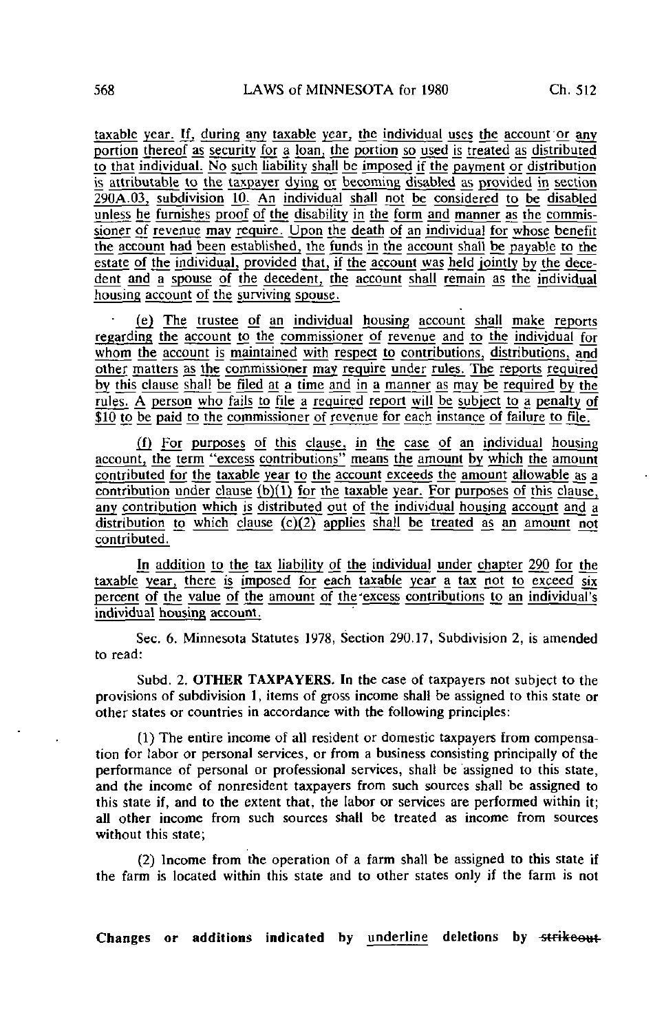taxable year. If, during any taxable year, the individual uses the account or any portion thereof as security for a loan, the portion so used is treated as distributed to that individual. No such liability shall be imposed if the payment or distribution is attributable to the taxpayer dying or becoming disabled as provided in section 290A.03, subdivision 10. An individual shall not be considered to be disabled unless he furnishes proof of the disability in the form and manner as the commissioner of revenue may require. Upon the death of an individual for whose benefit the account had been established, the funds in the account shall be payable to the estate of the individual, provided that, if the account was held jointly by the decedent and a spouse of the decedent, the account shall remain as the individual housing account of the surviving spouse.

(e) The trustee of an individual housing account shall make reports regarding the account to the commissioner of revenue and to the individual for whom the account is maintained with respect to contributions, distributions, and other matters as the commissioner may require under rules. The reports required by this clause shall be filed at a time and in a manner as may be required by the rules. A person who fails to file a required report will be subject to a penalty of $10 to be paid to the commissioner of revenue for each instance of failure to file.

(f) For purposes of this clause, in the case of an individual housing account, the term "excess contributions" means the amount by which the amount contributed for the taxable year to the account exceeds the amount allowable as a contribution under clause (b)(1) for the taxable year. For purposes of this clause, any contribution which is distributed out of the individual housing account and a distribution to which clause (c)(2) applies shall be treated as an amount not contributed.

In addition to the tax liability of the individual under chapter 290 for the taxable year, there is imposed for each taxable year a tax not to exceed six percent of the value of the amount of the excess contributions to an individual's individual housing account.

Sec. 6. Minnesota Statutes 1978, Section 290.17, Subdivision 2, is amended to read:

Subd. 2. **OTHER TAXPAYERS.** In the case of taxpayers not subject to the provisions of subdivision 1, items of gross income shall be assigned to this state or other states or countries in accordance with the following principles:

(1) The entire income of all resident or domestic taxpayers from compensation for labor or personal services, or from a business consisting principally of the performance of personal or professional services, shall be assigned to this state, and the income of nonresident taxpayers from such sources shall be assigned to this state if, and to the extent that, the labor or services are performed within it; all other income from such sources shall be treated as income from sources without this state;

(2) Income from the operation of a farm shall be assigned to this state if the farm is located within this state and to other states only if the farm is not

**Changes or additions indicated by** underline **deletions by** ~~strikeout~~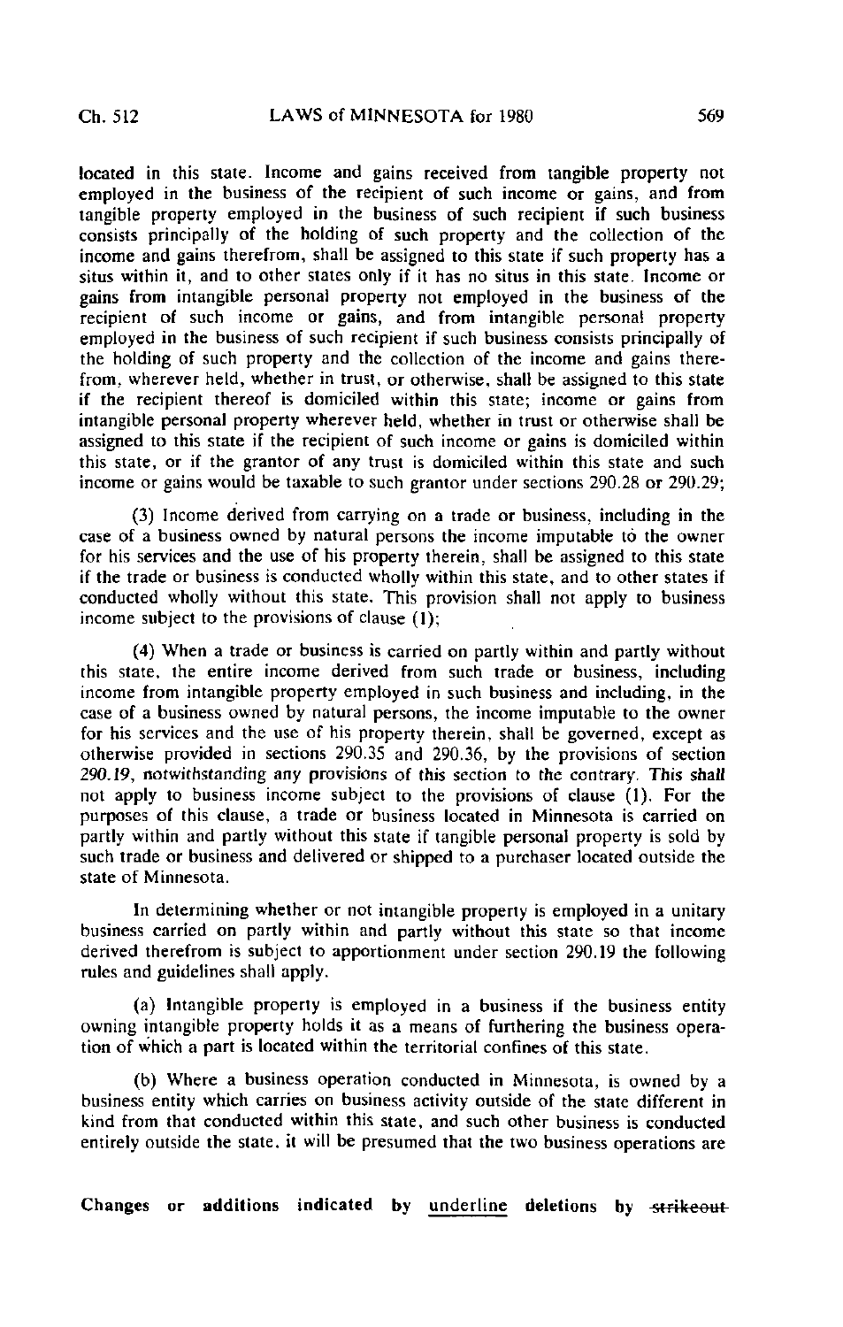located in this state. Income and gains received from tangible property not employed in the business of the recipient of such income or gains, and from tangible property employed in the business of such recipient if such business consists principally of the holding of such property and the collection of the income and gains therefrom, shall be assigned to this state if such property has a situs within it, and to other states only if it has no situs in this state. Income or gains from intangible personal property not employed in the business of the recipient of such income or gains, and from intangible personal property employed in the business of such recipient if such business consists principally of the holding of such property and the collection of the income and gains therefrom, wherever held, whether in trust, or otherwise, shall be assigned to this state if the recipient thereof is domiciled within this state; income or gains from intangible personal property wherever held, whether in trust or otherwise shall be assigned to this state if the recipient of such income or gains is domiciled within this state, or if the grantor of any trust is domiciled within this state and such income or gains would be taxable to such grantor under sections 290.28 or 290.29;

(3) Income derived from carrying on a trade or business, including in the case of a business owned by natural persons the income imputable to the owner for his services and the use of his property therein, shall be assigned to this state if the trade or business is conducted wholly within this state, and to other states if conducted wholly without this state. This provision shall not apply to business income subject to the provisions of clause (1);

(4) When a trade or business is carried on partly within and partly without this state, the entire income derived from such trade or business, including income from intangible property employed in such business and including, in the case of a business owned by natural persons, the income imputable to the owner for his services and the use of his property therein, shall be governed, except as otherwise provided in sections 290.35 and 290.36, by the provisions of section 290.19, notwithstanding any provisions of this section to the contrary. This shall not apply to business income subject to the provisions of clause (1). For the purposes of this clause, a trade or business located in Minnesota is carried on partly within and partly without this state if tangible personal property is sold by such trade or business and delivered or shipped to a purchaser located outside the state of Minnesota.

In determining whether or not intangible property is employed in a unitary business carried on partly within and partly without this state so that income derived therefrom is subject to apportionment under section 290.19 the following rules and guidelines shall apply.

(a) Intangible property is employed in a business if the business entity owning intangible property holds it as a means of furthering the business operation of which a part is located within the territorial confines of this state.

(b) Where a business operation conducted in Minnesota, is owned by a business entity which carries on business activity outside of the state different in kind from that conducted within this state, and such other business is conducted entirely outside the state, it will be presumed that the two business operations are

Changes or additions indicated by underline deletions by ~~strikeout~~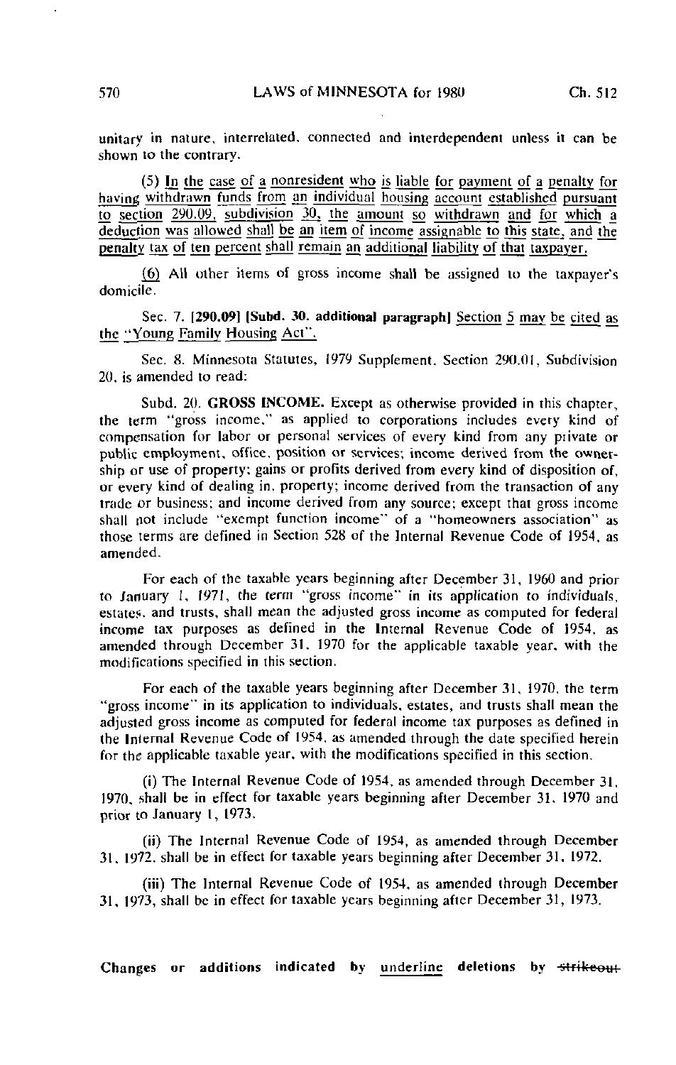unitary in nature, interrelated, connected and interdependent unless it can be shown to the contrary.

(5) In the case of a nonresident who is liable for payment of a penalty for having withdrawn funds from an individual housing account established pursuant to section 290.09, subdivision 30, the amount so withdrawn and for which a deduction was allowed shall be an item of income assignable to this state, and the penalty tax of ten percent shall remain an additional liability of that taxpayer.

(6) All other items of gross income shall be assigned to the taxpayer's domicile.

Sec. 7. **[290.09] [Subd. 30. additional paragraph]** Section 5 may be cited as the "Young Family Housing Act".

Sec. 8. Minnesota Statutes, 1979 Supplement, Section 290.01, Subdivision 20, is amended to read:

Subd. 20. **GROSS INCOME.** Except as otherwise provided in this chapter, the term "gross income," as applied to corporations includes every kind of compensation for labor or personal services of every kind from any private or public employment, office, position or services; income derived from the ownership or use of property; gains or profits derived from every kind of disposition of, or every kind of dealing in, property; income derived from the transaction of any trade or business; and income derived from any source; except that gross income shall not include "exempt function income" of a "homeowners association" as those terms are defined in Section 528 of the Internal Revenue Code of 1954, as amended.

For each of the taxable years beginning after December 31, 1960 and prior to January 1, 1971, the term "gross income" in its application to individuals, estates, and trusts, shall mean the adjusted gross income as computed for federal income tax purposes as defined in the Internal Revenue Code of 1954, as amended through December 31, 1970 for the applicable taxable year, with the modifications specified in this section.

For each of the taxable years beginning after December 31, 1970, the term "gross income" in its application to individuals, estates, and trusts shall mean the adjusted gross income as computed for federal income tax purposes as defined in the Internal Revenue Code of 1954, as amended through the date specified herein for the applicable taxable year, with the modifications specified in this section.

(i) The Internal Revenue Code of 1954, as amended through December 31, 1970, shall be in effect for taxable years beginning after December 31, 1970 and prior to January 1, 1973.

(ii) The Internal Revenue Code of 1954, as amended through December 31, 1972, shall be in effect for taxable years beginning after December 31, 1972.

(iii) The Internal Revenue Code of 1954, as amended through December 31, 1973, shall be in effect for taxable years beginning after December 31, 1973.

Changes or additions indicated by underline deletions by ~~strikeout~~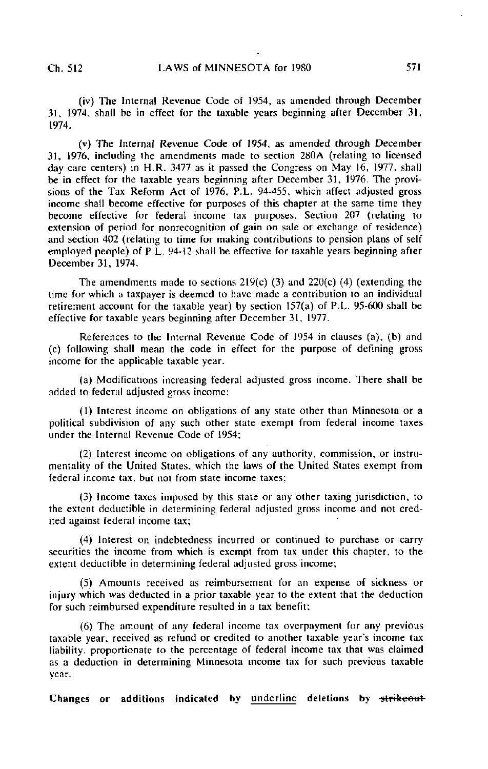(iv) The Internal Revenue Code of 1954, as amended through December 31, 1974, shall be in effect for the taxable years beginning after December 31, 1974.

(v) The Internal Revenue Code of 1954, as amended through December 31, 1976, including the amendments made to section 280A (relating to licensed day care centers) in H.R. 3477 as it passed the Congress on May 16, 1977, shall be in effect for the taxable years beginning after December 31, 1976. The provisions of the Tax Reform Act of 1976, P.L. 94-455, which affect adjusted gross income shall become effective for purposes of this chapter at the same time they become effective for federal income tax purposes. Section 207 (relating to extension of period for nonrecognition of gain on sale or exchange of residence) and section 402 (relating to time for making contributions to pension plans of self employed people) of P.L. 94-12 shall be effective for taxable years beginning after December 31, 1974.

The amendments made to sections 219(c) (3) and 220(c) (4) (extending the time for which a taxpayer is deemed to have made a contribution to an individual retirement account for the taxable year) by section 157(a) of P.L. 95-600 shall be effective for taxable years beginning after December 31, 1977.

References to the Internal Revenue Code of 1954 in clauses (a), (b) and (c) following shall mean the code in effect for the purpose of defining gross income for the applicable taxable year.

(a) Modifications increasing federal adjusted gross income. There shall be added to federal adjusted gross income:

(1) Interest income on obligations of any state other than Minnesota or a political subdivision of any such other state exempt from federal income taxes under the Internal Revenue Code of 1954;

(2) Interest income on obligations of any authority, commission, or instrumentality of the United States, which the laws of the United States exempt from federal income tax, but not from state income taxes;

(3) Income taxes imposed by this state or any other taxing jurisdiction, to the extent deductible in determining federal adjusted gross income and not credited against federal income tax;

(4) Interest on indebtedness incurred or continued to purchase or carry securities the income from which is exempt from tax under this chapter, to the extent deductible in determining federal adjusted gross income;

(5) Amounts received as reimbursement for an expense of sickness or injury which was deducted in a prior taxable year to the extent that the deduction for such reimbursed expenditure resulted in a tax benefit;

(6) The amount of any federal income tax overpayment for any previous taxable year, received as refund or credited to another taxable year's income tax liability, proportionate to the percentage of federal income tax that was claimed as a deduction in determining Minnesota income tax for such previous taxable year.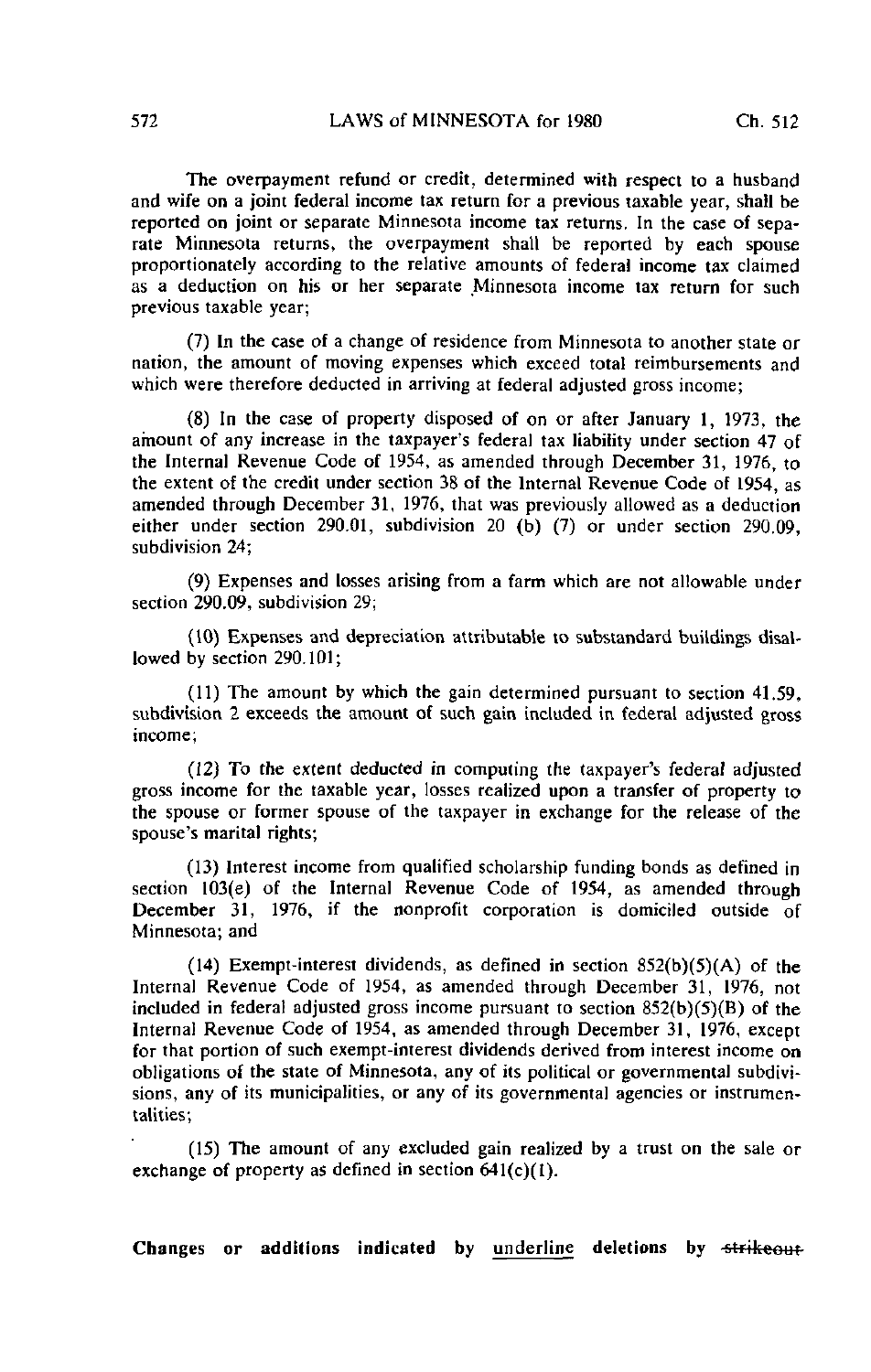The overpayment refund or credit, determined with respect to a husband and wife on a joint federal income tax return for a previous taxable year, shall be reported on joint or separate Minnesota income tax returns. In the case of separate Minnesota returns, the overpayment shall be reported by each spouse proportionately according to the relative amounts of federal income tax claimed as a deduction on his or her separate Minnesota income tax return for such previous taxable year;

(7) In the case of a change of residence from Minnesota to another state or nation, the amount of moving expenses which exceed total reimbursements and which were therefore deducted in arriving at federal adjusted gross income;

(8) In the case of property disposed of on or after January 1, 1973, the amount of any increase in the taxpayer's federal tax liability under section 47 of the Internal Revenue Code of 1954, as amended through December 31, 1976, to the extent of the credit under section 38 of the Internal Revenue Code of 1954, as amended through December 31, 1976, that was previously allowed as a deduction either under section 290.01, subdivision 20 (b) (7) or under section 290.09, subdivision 24;

(9) Expenses and losses arising from a farm which are not allowable under section 290.09, subdivision 29;

(10) Expenses and depreciation attributable to substandard buildings disallowed by section 290.101;

(11) The amount by which the gain determined pursuant to section 41.59, subdivision 2 exceeds the amount of such gain included in federal adjusted gross income;

(12) To the extent deducted in computing the taxpayer's federal adjusted gross income for the taxable year, losses realized upon a transfer of property to the spouse or former spouse of the taxpayer in exchange for the release of the spouse's marital rights;

(13) Interest income from qualified scholarship funding bonds as defined in section 103(e) of the Internal Revenue Code of 1954, as amended through December 31, 1976, if the nonprofit corporation is domiciled outside of Minnesota; and

(14) Exempt-interest dividends, as defined in section 852(b)(5)(A) of the Internal Revenue Code of 1954, as amended through December 31, 1976, not included in federal adjusted gross income pursuant to section 852(b)(5)(B) of the Internal Revenue Code of 1954, as amended through December 31, 1976, except for that portion of such exempt-interest dividends derived from interest income on obligations of the state of Minnesota, any of its political or governmental subdivisions, any of its municipalities, or any of its governmental agencies or instrumentalities;

(15) The amount of any excluded gain realized by a trust on the sale or exchange of property as defined in section 641(c)(1).

**Changes or additions indicated by <u>underline</u> deletions by ~~strikeout~~**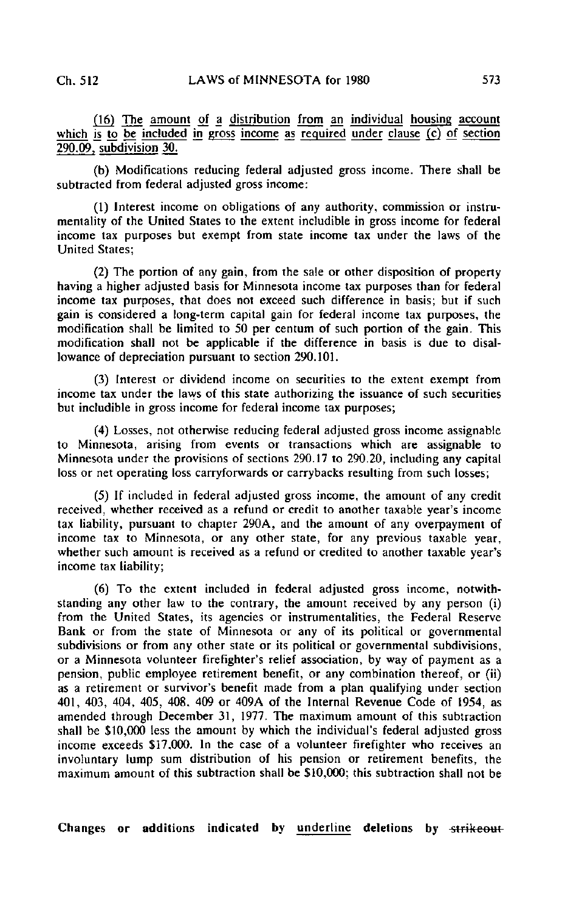(16) The amount of a distribution from an individual housing account which is to be included in gross income as required under clause (c) of section 290.09, subdivision 30.

(b) Modifications reducing federal adjusted gross income. There shall be subtracted from federal adjusted gross income:

(1) Interest income on obligations of any authority, commission or instrumentality of the United States to the extent includible in gross income for federal income tax purposes but exempt from state income tax under the laws of the United States;

(2) The portion of any gain, from the sale or other disposition of property having a higher adjusted basis for Minnesota income tax purposes than for federal income tax purposes, that does not exceed such difference in basis; but if such gain is considered a long-term capital gain for federal income tax purposes, the modification shall be limited to 50 per centum of such portion of the gain. This modification shall not be applicable if the difference in basis is due to disallowance of depreciation pursuant to section 290.101.

(3) Interest or dividend income on securities to the extent exempt from income tax under the laws of this state authorizing the issuance of such securities but includible in gross income for federal income tax purposes;

(4) Losses, not otherwise reducing federal adjusted gross income assignable to Minnesota, arising from events or transactions which are assignable to Minnesota under the provisions of sections 290.17 to 290.20, including any capital loss or net operating loss carryforwards or carrybacks resulting from such losses;

(5) If included in federal adjusted gross income, the amount of any credit received, whether received as a refund or credit to another taxable year's income tax liability, pursuant to chapter 290A, and the amount of any overpayment of income tax to Minnesota, or any other state, for any previous taxable year, whether such amount is received as a refund or credited to another taxable year's income tax liability;

(6) To the extent included in federal adjusted gross income, notwithstanding any other law to the contrary, the amount received by any person (i) from the United States, its agencies or instrumentalities, the Federal Reserve Bank or from the state of Minnesota or any of its political or governmental subdivisions or from any other state or its political or governmental subdivisions, or a Minnesota volunteer firefighter's relief association, by way of payment as a pension, public employee retirement benefit, or any combination thereof, or (ii) as a retirement or survivor's benefit made from a plan qualifying under section 401, 403, 404, 405, 408, 409 or 409A of the Internal Revenue Code of 1954, as amended through December 31, 1977. The maximum amount of this subtraction shall be $10,000 less the amount by which the individual's federal adjusted gross income exceeds $17,000. In the case of a volunteer firefighter who receives an involuntary lump sum distribution of his pension or retirement benefits, the maximum amount of this subtraction shall be $10,000; this subtraction shall not be

Changes or additions indicated by underline deletions by ~~strikeout~~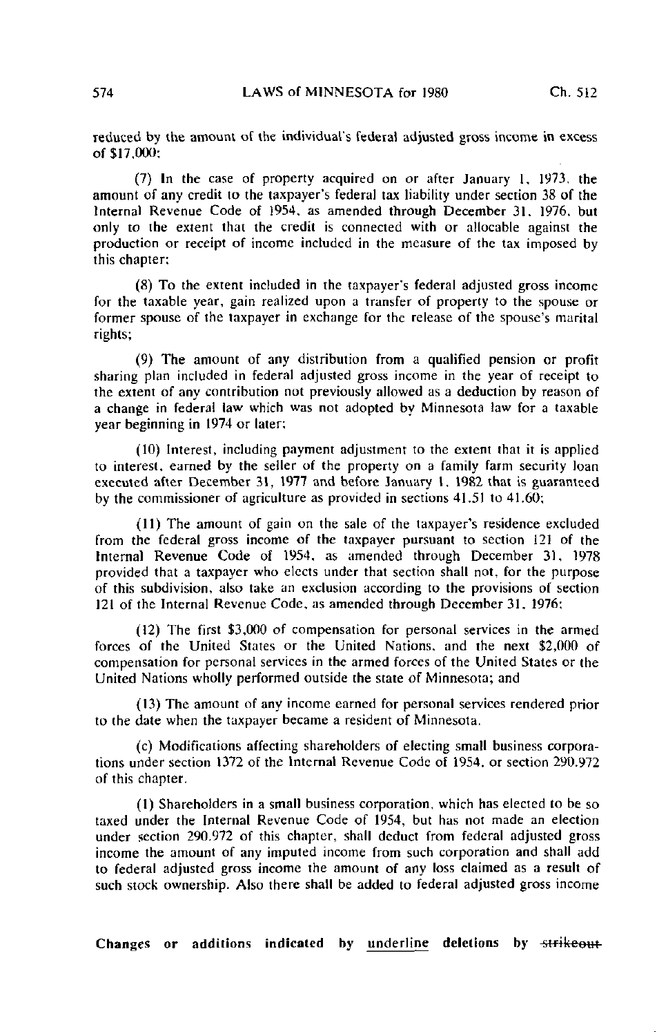reduced by the amount of the individual's federal adjusted gross income in excess of $17,000;

(7) In the case of property acquired on or after January 1, 1973, the amount of any credit to the taxpayer's federal tax liability under section 38 of the Internal Revenue Code of 1954, as amended through December 31, 1976, but only to the extent that the credit is connected with or allocable against the production or receipt of income included in the measure of the tax imposed by this chapter;

(8) To the extent included in the taxpayer's federal adjusted gross income for the taxable year, gain realized upon a transfer of property to the spouse or former spouse of the taxpayer in exchange for the release of the spouse's marital rights;

(9) The amount of any distribution from a qualified pension or profit sharing plan included in federal adjusted gross income in the year of receipt to the extent of any contribution not previously allowed as a deduction by reason of a change in federal law which was not adopted by Minnesota law for a taxable year beginning in 1974 or later;

(10) Interest, including payment adjustment to the extent that it is applied to interest, earned by the seller of the property on a family farm security loan executed after December 31, 1977 and before January 1, 1982 that is guaranteed by the commissioner of agriculture as provided in sections 41.51 to 41.60;

(11) The amount of gain on the sale of the taxpayer's residence excluded from the federal gross income of the taxpayer pursuant to section 121 of the Internal Revenue Code of 1954, as amended through December 31, 1978 provided that a taxpayer who elects under that section shall not, for the purpose of this subdivision, also take an exclusion according to the provisions of section 121 of the Internal Revenue Code, as amended through December 31, 1976;

(12) The first $3,000 of compensation for personal services in the armed forces of the United States or the United Nations, and the next $2,000 of compensation for personal services in the armed forces of the United States or the United Nations wholly performed outside the state of Minnesota; and

(13) The amount of any income earned for personal services rendered prior to the date when the taxpayer became a resident of Minnesota.

(c) Modifications affecting shareholders of electing small business corporations under section 1372 of the Internal Revenue Code of 1954, or section 290.972 of this chapter.

(1) Shareholders in a small business corporation, which has elected to be so taxed under the Internal Revenue Code of 1954, but has not made an election under section 290.972 of this chapter, shall deduct from federal adjusted gross income the amount of any imputed income from such corporation and shall add to federal adjusted gross income the amount of any loss claimed as a result of such stock ownership. Also there shall be added to federal adjusted gross income

Changes or additions indicated by underline deletions by ~~strikeout~~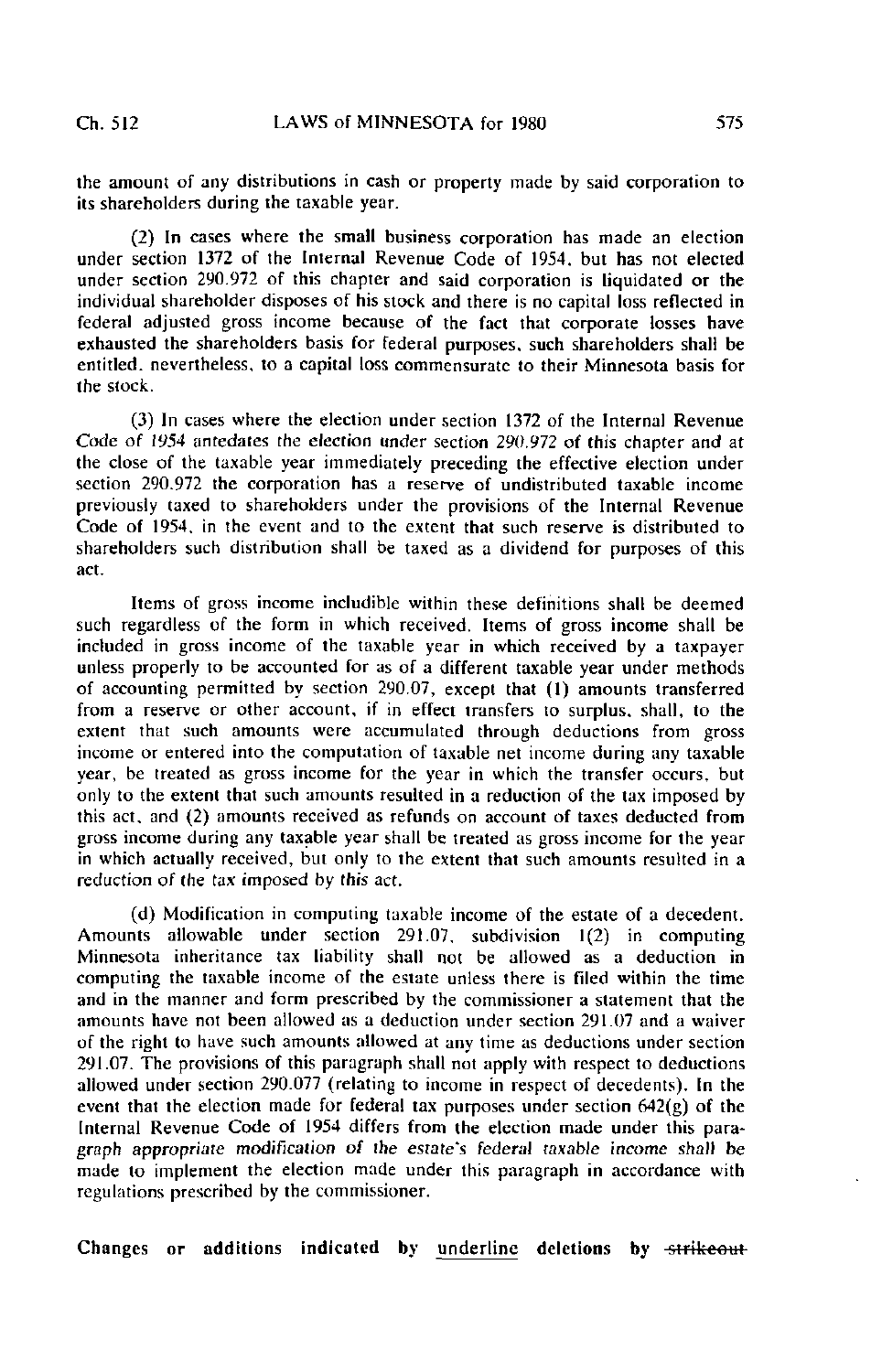the amount of any distributions in cash or property made by said corporation to its shareholders during the taxable year.

(2) In cases where the small business corporation has made an election under section 1372 of the Internal Revenue Code of 1954, but has not elected under section 290.972 of this chapter and said corporation is liquidated or the individual shareholder disposes of his stock and there is no capital loss reflected in federal adjusted gross income because of the fact that corporate losses have exhausted the shareholders basis for federal purposes, such shareholders shall be entitled, nevertheless, to a capital loss commensurate to their Minnesota basis for the stock.

(3) In cases where the election under section 1372 of the Internal Revenue Code of 1954 antedates the election under section 290.972 of this chapter and at the close of the taxable year immediately preceding the effective election under section 290.972 the corporation has a reserve of undistributed taxable income previously taxed to shareholders under the provisions of the Internal Revenue Code of 1954, in the event and to the extent that such reserve is distributed to shareholders such distribution shall be taxed as a dividend for purposes of this act.

Items of gross income includible within these definitions shall be deemed such regardless of the form in which received. Items of gross income shall be included in gross income of the taxable year in which received by a taxpayer unless properly to be accounted for as of a different taxable year under methods of accounting permitted by section 290.07, except that (1) amounts transferred from a reserve or other account, if in effect transfers to surplus, shall, to the extent that such amounts were accumulated through deductions from gross income or entered into the computation of taxable net income during any taxable year, be treated as gross income for the year in which the transfer occurs, but only to the extent that such amounts resulted in a reduction of the tax imposed by this act, and (2) amounts received as refunds on account of taxes deducted from gross income during any taxable year shall be treated as gross income for the year in which actually received, but only to the extent that such amounts resulted in a reduction of the tax imposed by this act.

(d) Modification in computing taxable income of the estate of a decedent. Amounts allowable under section 291.07, subdivision 1(2) in computing Minnesota inheritance tax liability shall not be allowed as a deduction in computing the taxable income of the estate unless there is filed within the time and in the manner and form prescribed by the commissioner a statement that the amounts have not been allowed as a deduction under section 291.07 and a waiver of the right to have such amounts allowed at any time as deductions under section 291.07. The provisions of this paragraph shall not apply with respect to deductions allowed under section 290.077 (relating to income in respect of decedents). In the event that the election made for federal tax purposes under section 642(g) of the Internal Revenue Code of 1954 differs from the election made under this paragraph appropriate modification of the estate's federal taxable income shall be made to implement the election made under this paragraph in accordance with regulations prescribed by the commissioner.

Changes or additions indicated by underline deletions by ~~strikeout~~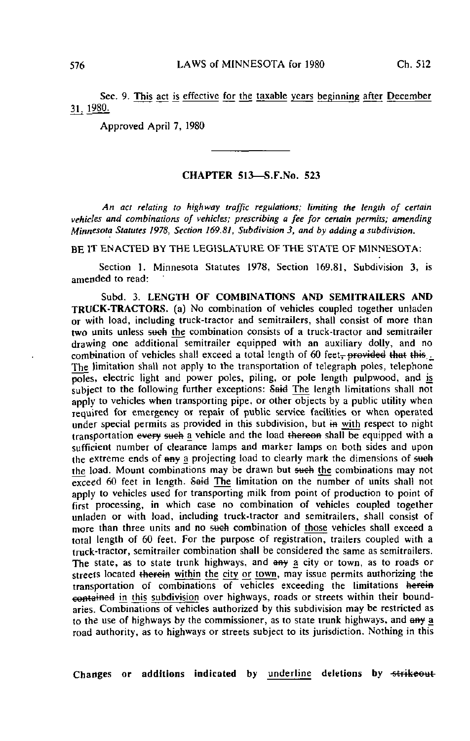Sec. 9. <u>This act is effective for the taxable years beginning after December 31, 1980.</u>

Approved April 7, 1980

---

## CHAPTER 513—S.F.No. 523

*An act relating to highway traffic regulations; limiting the length of certain vehicles and combinations of vehicles; prescribing a fee for certain permits; amending Minnesota Statutes 1978, Section 169.81, Subdivision 3, and by adding a subdivision.*

BE IT ENACTED BY THE LEGISLATURE OF THE STATE OF MINNESOTA:

Section 1. Minnesota Statutes 1978, Section 169.81, Subdivision 3, is amended to read:

Subd. 3. **LENGTH OF COMBINATIONS AND SEMITRAILERS AND TRUCK-TRACTORS.** (a) No combination of vehicles coupled together unladen or with load, including truck-tractor and semitrailers, shall consist of more than two units unless ~~such~~ <u>the</u> combination consists of a truck-tractor and semitrailer drawing one additional semitrailer equipped with an auxiliary dolly, and no combination of vehicles shall exceed a total length of 60 feet~~, provided that this~~<u>. The</u> limitation shall not apply to the transportation of telegraph poles, telephone poles, electric light and power poles, piling, or pole length pulpwood, and <u>is</u> subject to the following further exceptions: ~~Said~~ <u>The</u> length limitations shall not apply to vehicles when transporting pipe, or other objects by a public utility when required for emergency or repair of public service facilities or when operated under special permits as provided in this subdivision, but ~~in~~ <u>with</u> respect to night transportation ~~every such~~ <u>a</u> vehicle and the load ~~thereon~~ shall be equipped with a sufficient number of clearance lamps and marker lamps on both sides and upon the extreme ends of ~~any~~ <u>a</u> projecting load to clearly mark the dimensions of ~~such~~ <u>the</u> load. Mount combinations may be drawn but ~~such~~ <u>the</u> combinations may not exceed 60 feet in length. ~~Said~~ <u>The</u> limitation on the number of units shall not apply to vehicles used for transporting milk from point of production to point of first processing, in which case no combination of vehicles coupled together unladen or with load, including truck-tractor and semitrailers, shall consist of more than three units and no ~~such~~ combination of <u>those</u> vehicles shall exceed a total length of 60 feet. For the purpose of registration, trailers coupled with a truck-tractor, semitrailer combination shall be considered the same as semitrailers. The state, as to state trunk highways, and ~~any~~ <u>a</u> city or town, as to roads or streets located ~~therein~~ <u>within the city or town</u>, may issue permits authorizing the transportation of combinations of vehicles exceeding the limitations ~~herein contained~~ <u>in this subdivision</u> over highways, roads or streets within their boundaries. Combinations of vehicles authorized by this subdivision may be restricted as to the use of highways by the commissioner, as to state trunk highways, and ~~any~~ <u>a</u> road authority, as to highways or streets subject to its jurisdiction. Nothing in this